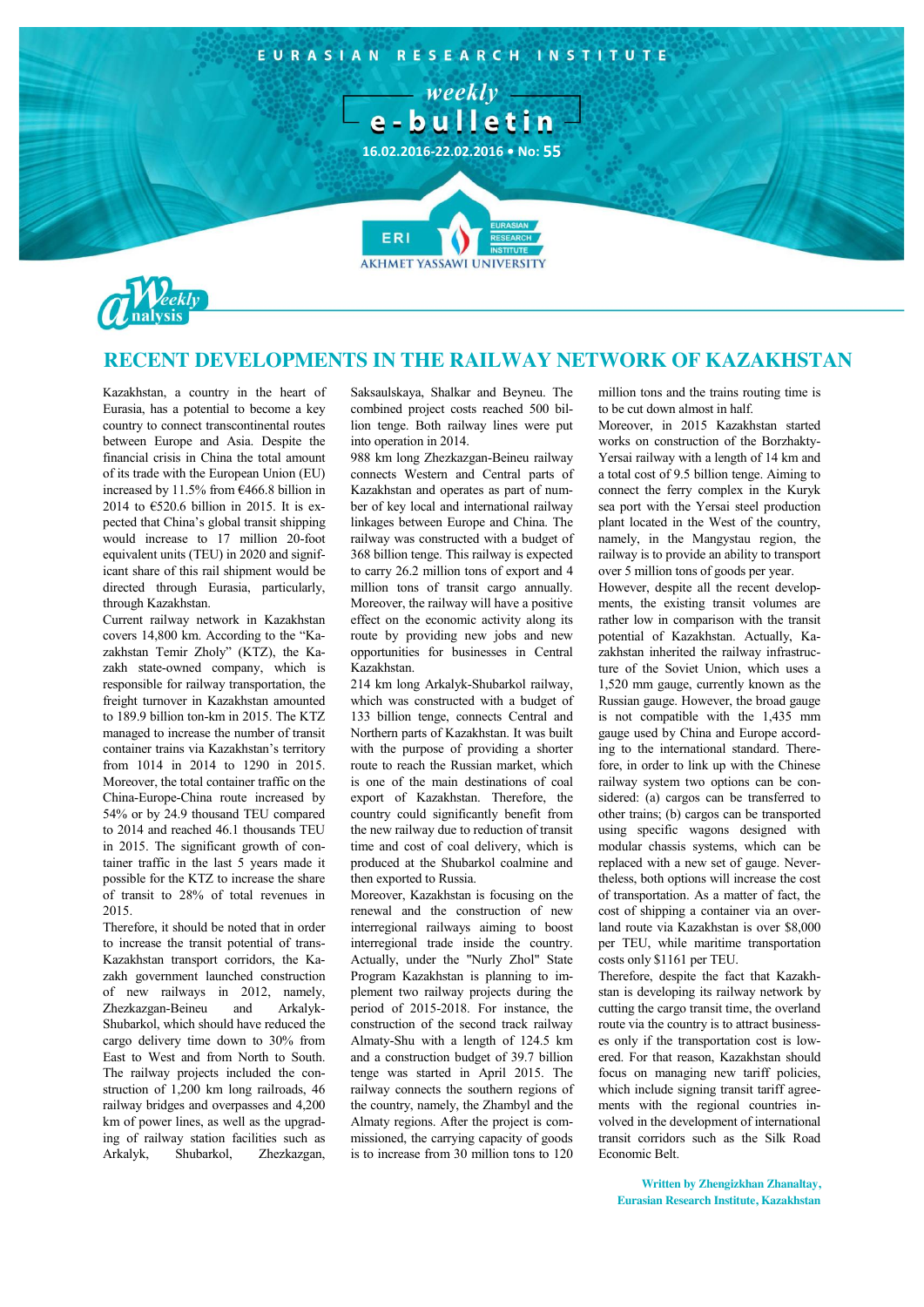EURASIAN RESEARCH INSTITUTE

weekly
# e-bulletin

16.02.2016-22.02.2016 • No: 55

Weekly analysis

## RECENT DEVELOPMENTS IN THE RAILWAY NETWORK OF KAZAKHSTAN

Kazakhstan, a country in the heart of Eurasia, has a potential to become a key country to connect transcontinental routes between Europe and Asia. Despite the financial crisis in China the total amount of its trade with the European Union (EU) increased by 11.5% from €466.8 billion in 2014 to €520.6 billion in 2015. It is expected that China's global transit shipping would increase to 17 million 20-foot equivalent units (TEU) in 2020 and significant share of this rail shipment would be directed through Eurasia, particularly, through Kazakhstan.

Current railway network in Kazakhstan covers 14,800 km. According to the "Kazakhstan Temir Zholy" (KTZ), the Kazakh state-owned company, which is responsible for railway transportation, the freight turnover in Kazakhstan amounted to 189.9 billion ton-km in 2015. The KTZ managed to increase the number of transit container trains via Kazakhstan's territory from 1014 in 2014 to 1290 in 2015. Moreover, the total container traffic on the China-Europe-China route increased by 54% or by 24.9 thousand TEU compared to 2014 and reached 46.1 thousands TEU in 2015. The significant growth of container traffic in the last 5 years made it possible for the KTZ to increase the share of transit to 28% of total revenues in 2015.

Therefore, it should be noted that in order to increase the transit potential of trans-Kazakhstan transport corridors, the Kazakh government launched construction of new railways in 2012, namely, Zhezkazgan-Beineu and Arkalyk-Shubarkol, which should have reduced the cargo delivery time down to 30% from East to West and from North to South. The railway projects included the construction of 1,200 km long railroads, 46 railway bridges and overpasses and 4,200 km of power lines, as well as the upgrading of railway station facilities such as Arkalyk, Shubarkol, Zhezkazgan, Saksaulskaya, Shalkar and Beyneu. The combined project costs reached 500 billion tenge. Both railway lines were put into operation in 2014.

988 km long Zhezkazgan-Beineu railway connects Western and Central parts of Kazakhstan and operates as part of number of key local and international railway linkages between Europe and China. The railway was constructed with a budget of 368 billion tenge. This railway is expected to carry 26.2 million tons of export and 4 million tons of transit cargo annually. Moreover, the railway will have a positive effect on the economic activity along its route by providing new jobs and new opportunities for businesses in Central Kazakhstan.

214 km long Arkalyk-Shubarkol railway, which was constructed with a budget of 133 billion tenge, connects Central and Northern parts of Kazakhstan. It was built with the purpose of providing a shorter route to reach the Russian market, which is one of the main destinations of coal export of Kazakhstan. Therefore, the country could significantly benefit from the new railway due to reduction of transit time and cost of coal delivery, which is produced at the Shubarkol coalmine and then exported to Russia.

Moreover, Kazakhstan is focusing on the renewal and the construction of new interregional railways aiming to boost interregional trade inside the country. Actually, under the "Nurly Zhol" State Program Kazakhstan is planning to implement two railway projects during the period of 2015-2018. For instance, the construction of the second track railway Almaty-Shu with a length of 124.5 km and a construction budget of 39.7 billion tenge was started in April 2015. The railway connects the southern regions of the country, namely, the Zhambyl and the Almaty regions. After the project is commissioned, the carrying capacity of goods is to increase from 30 million tons to 120 million tons and the trains routing time is to be cut down almost in half.

Moreover, in 2015 Kazakhstan started works on construction of the Borzhakty-Yersai railway with a length of 14 km and a total cost of 9.5 billion tenge. Aiming to connect the ferry complex in the Kuryk sea port with the Yersai steel production plant located in the West of the country, namely, in the Mangystau region, the railway is to provide an ability to transport over 5 million tons of goods per year.

However, despite all the recent developments, the existing transit volumes are rather low in comparison with the transit potential of Kazakhstan. Actually, Kazakhstan inherited the railway infrastructure of the Soviet Union, which uses a 1,520 mm gauge, currently known as the Russian gauge. However, the broad gauge is not compatible with the 1,435 mm gauge used by China and Europe according to the international standard. Therefore, in order to link up with the Chinese railway system two options can be considered: (a) cargos can be transferred to other trains; (b) cargos can be transported using specific wagons designed with modular chassis systems, which can be replaced with a new set of gauge. Nevertheless, both options will increase the cost of transportation. As a matter of fact, the cost of shipping a container via an overland route via Kazakhstan is over $8,000 per TEU, while maritime transportation costs only $1161 per TEU.

Therefore, despite the fact that Kazakhstan is developing its railway network by cutting the cargo transit time, the overland route via the country is to attract businesses only if the transportation cost is lowered. For that reason, Kazakhstan should focus on managing new tariff policies, which include signing transit tariff agreements with the regional countries involved in the development of international transit corridors such as the Silk Road Economic Belt.

**Written by Zhengizkhan Zhanaltay,**
**Eurasian Research Institute, Kazakhstan**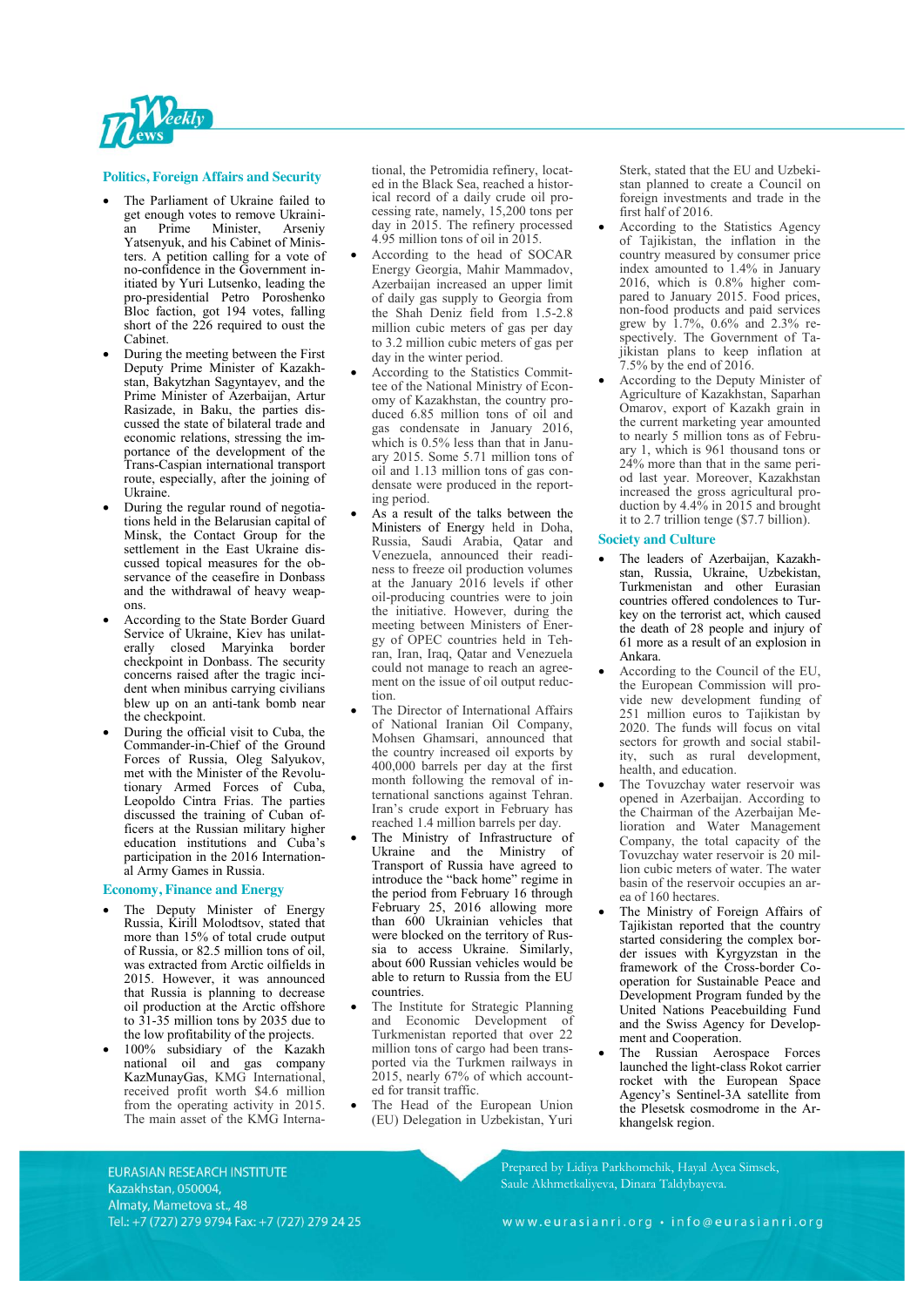## Politics, Foreign Affairs and Security

- The Parliament of Ukraine failed to get enough votes to remove Ukrainian Prime Minister, Arseniy Yatsenyuk, and his Cabinet of Ministers. A petition calling for a vote of no-confidence in the Government initiated by Yuri Lutsenko, leading the pro-presidential Petro Poroshenko Bloc faction, got 194 votes, falling short of the 226 required to oust the Cabinet.
- During the meeting between the First Deputy Prime Minister of Kazakhstan, Bakytzhan Sagyntayev, and the Prime Minister of Azerbaijan, Artur Rasizade, in Baku, the parties discussed the state of bilateral trade and economic relations, stressing the importance of the development of the Trans-Caspian international transport route, especially, after the joining of Ukraine.
- During the regular round of negotiations held in the Belarusian capital of Minsk, the Contact Group for the settlement in the East Ukraine discussed topical measures for the observance of the ceasefire in Donbass and the withdrawal of heavy weapons.
- According to the State Border Guard Service of Ukraine, Kiev has unilaterally closed Maryinka border checkpoint in Donbass. The security concerns raised after the tragic incident when minibus carrying civilians blew up on an anti-tank bomb near the checkpoint.
- During the official visit to Cuba, the Commander-in-Chief of the Ground Forces of Russia, Oleg Salyukov, met with the Minister of the Revolutionary Armed Forces of Cuba, Leopoldo Cintra Frias. The parties discussed the training of Cuban officers at the Russian military higher education institutions and Cuba's participation in the 2016 International Army Games in Russia.

## Economy, Finance and Energy

- The Deputy Minister of Energy Russia, Kirill Molodtsov, stated that more than 15% of total crude output of Russia, or 82.5 million tons of oil, was extracted from Arctic oilfields in 2015. However, it was announced that Russia is planning to decrease oil production at the Arctic offshore to 31-35 million tons by 2035 due to the low profitability of the projects.
- 100% subsidiary of the Kazakh national oil and gas company KazMunayGas, KMG International, received profit worth $4.6 million from the operating activity in 2015. The main asset of the KMG International, the Petromidia refinery, located in the Black Sea, reached a historical record of a daily crude oil processing rate, namely, 15,200 tons per day in 2015. The refinery processed 4.95 million tons of oil in 2015.
- According to the head of SOCAR Energy Georgia, Mahir Mammadov, Azerbaijan increased an upper limit of daily gas supply to Georgia from the Shah Deniz field from 1.5-2.8 million cubic meters of gas per day to 3.2 million cubic meters of gas per day in the winter period.
- According to the Statistics Committee of the National Ministry of Economy of Kazakhstan, the country produced 6.85 million tons of oil and gas condensate in January 2016, which is 0.5% less than that in January 2015. Some 5.71 million tons of oil and 1.13 million tons of gas condensate were produced in the reporting period.
- As a result of the talks between the Ministers of Energy held in Doha, Russia, Saudi Arabia, Qatar and Venezuela, announced their readiness to freeze oil production volumes at the January 2016 levels if other oil-producing countries were to join the initiative. However, during the meeting between Ministers of Energy of OPEC countries held in Tehran, Iran, Iraq, Qatar and Venezuela could not manage to reach an agreement on the issue of oil output reduction.
- The Director of International Affairs of National Iranian Oil Company, Mohsen Ghamsari, announced that the country increased oil exports by 400,000 barrels per day at the first month following the removal of international sanctions against Tehran. Iran's crude export in February has reached 1.4 million barrels per day.
- The Ministry of Infrastructure of Ukraine and the Ministry of Transport of Russia have agreed to introduce the "back home" regime in the period from February 16 through February 25, 2016 allowing more than 600 Ukrainian vehicles that were blocked on the territory of Russia to access Ukraine. Similarly, about 600 Russian vehicles would be able to return to Russia from the EU countries.
- The Institute for Strategic Planning and Economic Development of Turkmenistan reported that over 22 million tons of cargo had been transported via the Turkmen railways in 2015, nearly 67% of which accounted for transit traffic.
- The Head of the European Union (EU) Delegation in Uzbekistan, Yuri Sterk, stated that the EU and Uzbekistan planned to create a Council on foreign investments and trade in the first half of 2016.
- According to the Statistics Agency of Tajikistan, the inflation in the country measured by consumer price index amounted to 1.4% in January 2016, which is 0.8% higher compared to January 2015. Food prices, non-food products and paid services grew by 1.7%, 0.6% and 2.3% respectively. The Government of Tajikistan plans to keep inflation at 7.5% by the end of 2016.
- According to the Deputy Minister of Agriculture of Kazakhstan, Saparhan Omarov, export of Kazakh grain in the current marketing year amounted to nearly 5 million tons as of February 1, which is 961 thousand tons or 24% more than that in the same period last year. Moreover, Kazakhstan increased the gross agricultural production by 4.4% in 2015 and brought it to 2.7 trillion tenge ($7.7 billion).

## Society and Culture

- The leaders of Azerbaijan, Kazakhstan, Russia, Ukraine, Uzbekistan, Turkmenistan and other Eurasian countries offered condolences to Turkey on the terrorist act, which caused the death of 28 people and injury of 61 more as a result of an explosion in Ankara.
- According to the Council of the EU, the European Commission will provide new development funding of 251 million euros to Tajikistan by 2020. The funds will focus on vital sectors for growth and social stability, such as rural development, health, and education.
- The Tovuzchay water reservoir was opened in Azerbaijan. According to the Chairman of the Azerbaijan Melioration and Water Management Company, the total capacity of the Tovuzchay water reservoir is 20 million cubic meters of water. The water basin of the reservoir occupies an area of 160 hectares.
- The Ministry of Foreign Affairs of Tajikistan reported that the country started considering the complex border issues with Kyrgyzstan in the framework of the Cross-border Cooperation for Sustainable Peace and Development Program funded by the United Nations Peacebuilding Fund and the Swiss Agency for Development and Cooperation.
- The Russian Aerospace Forces launched the light-class Rokot carrier rocket with the European Space Agency's Sentinel-3A satellite from the Plesetsk cosmodrome in the Arkhangelsk region.

EURASIAN RESEARCH INSTITUTE
Kazakhstan, 050004,
Almaty, Mametova st., 48
Tel.: +7 (727) 279 9794 Fax: +7 (727) 279 24 25

Prepared by Lidiya Parkhomchik, Hayal Ayca Simsek, Saule Akhmetkaliyeva, Dinara Taldybayeva.

www.eurasianri.org • info@eurasianri.org